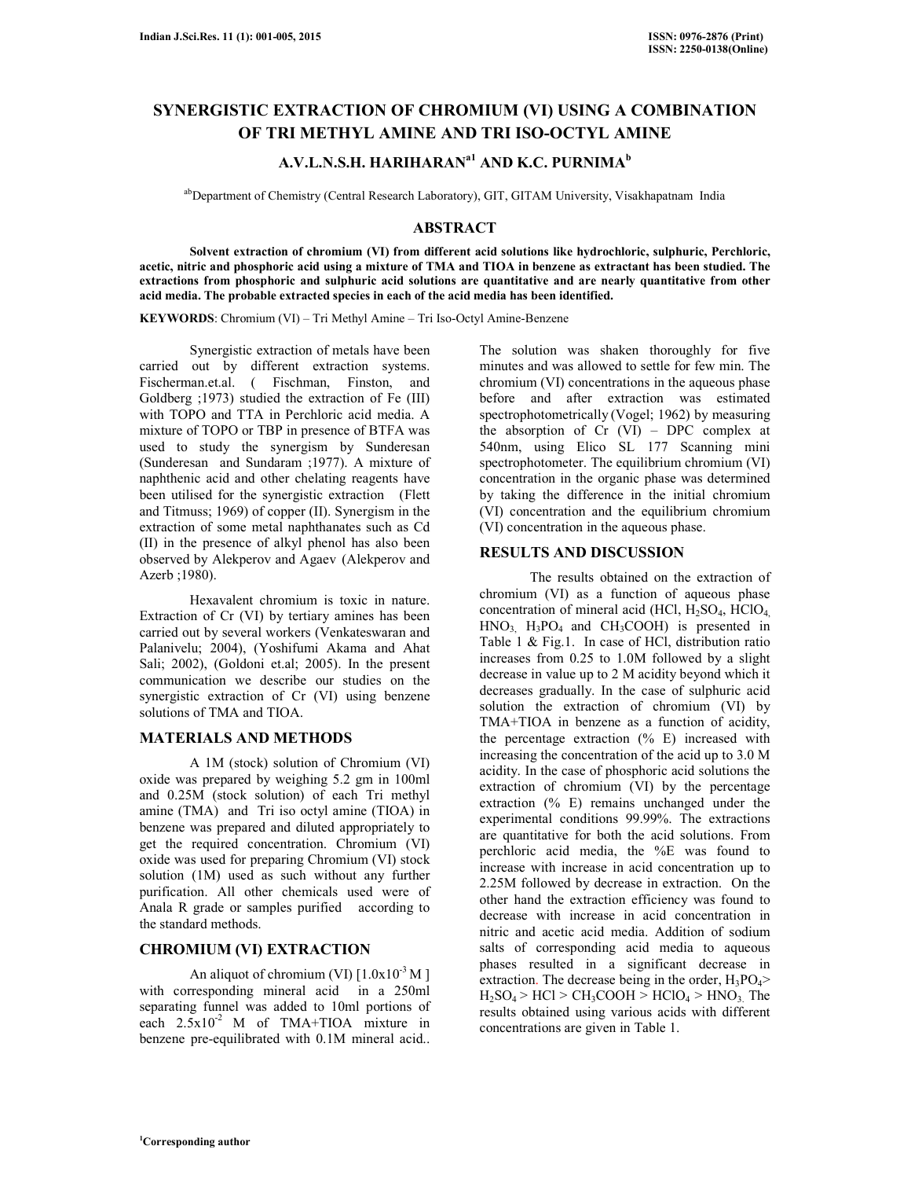# SYNERGISTIC EXTRACTION OF CHROMIUM (VI) USING A COMBINATION OF TRI METHYL AMINE AND TRI ISO-OCTYL AMINE

**A.V.L.N.S.H. HARIHARAN[a1] AND K.C. PURNIMA[b]**

[ab]Department of Chemistry (Central Research Laboratory), GIT, GITAM University, Visakhapatnam India

## ABSTRACT

**Solvent extraction of chromium (VI) from different acid solutions like hydrochloric, sulphuric, Perchloric, acetic, nitric and phosphoric acid using a mixture of TMA and TIOA in benzene as extractant has been studied. The extractions from phosphoric and sulphuric acid solutions are quantitative and are nearly quantitative from other acid media. The probable extracted species in each of the acid media has been identified.**

**KEYWORDS**: Chromium (VI) – Tri Methyl Amine – Tri Iso-Octyl Amine-Benzene

Synergistic extraction of metals have been carried out by different extraction systems. Fischerman.et.al. ( Fischman, Finston, and Goldberg ;1973) studied the extraction of Fe (III) with TOPO and TTA in Perchloric acid media. A mixture of TOPO or TBP in presence of BTFA was used to study the synergism by Sunderesan (Sunderesan and Sundaram ;1977). A mixture of naphthenic acid and other chelating reagents have been utilised for the synergistic extraction (Flett and Titmuss; 1969) of copper (II). Synergism in the extraction of some metal naphthanates such as Cd (II) in the presence of alkyl phenol has also been observed by Alekperov and Agaev (Alekperov and Azerb ;1980).

Hexavalent chromium is toxic in nature. Extraction of Cr (VI) by tertiary amines has been carried out by several workers (Venkateswaran and Palanivelu; 2004), (Yoshifumi Akama and Ahat Sali; 2002), (Goldoni et.al; 2005). In the present communication we describe our studies on the synergistic extraction of Cr (VI) using benzene solutions of TMA and TIOA.

## MATERIALS AND METHODS

A 1M (stock) solution of Chromium (VI) oxide was prepared by weighing 5.2 gm in 100ml and 0.25M (stock solution) of each Tri methyl amine (TMA) and Tri iso octyl amine (TIOA) in benzene was prepared and diluted appropriately to get the required concentration. Chromium (VI) oxide was used for preparing Chromium (VI) stock solution (1M) used as such without any further purification. All other chemicals used were of Anala R grade or samples purified according to the standard methods.

## CHROMIUM (VI) EXTRACTION

An aliquot of chromium (VI) [$1.0\times10^{-3}$ M ] with corresponding mineral acid in a 250ml separating funnel was added to 10ml portions of each $2.5\times10^{-2}$ M of TMA+TIOA mixture in benzene pre-equilibrated with 0.1M mineral acid.. The solution was shaken thoroughly for five minutes and was allowed to settle for few min. The chromium (VI) concentrations in the aqueous phase before and after extraction was estimated spectrophotometrically (Vogel; 1962) by measuring the absorption of Cr (VI) – DPC complex at 540nm, using Elico SL 177 Scanning mini spectrophotometer. The equilibrium chromium (VI) concentration in the organic phase was determined by taking the difference in the initial chromium (VI) concentration and the equilibrium chromium (VI) concentration in the aqueous phase.

## RESULTS AND DISCUSSION

The results obtained on the extraction of chromium (VI) as a function of aqueous phase concentration of mineral acid (HCl, $H_2SO_4$, $HClO_4$, $HNO_3$, $H_3PO_4$ and $CH_3COOH$) is presented in Table 1 & Fig.1. In case of HCl, distribution ratio increases from 0.25 to 1.0M followed by a slight decrease in value up to 2 M acidity beyond which it decreases gradually. In the case of sulphuric acid solution the extraction of chromium (VI) by TMA+TIOA in benzene as a function of acidity, the percentage extraction (% E) increased with increasing the concentration of the acid up to 3.0 M acidity. In the case of phosphoric acid solutions the extraction of chromium (VI) by the percentage extraction (% E) remains unchanged under the experimental conditions 99.99%. The extractions are quantitative for both the acid solutions. From perchloric acid media, the %E was found to increase with increase in acid concentration up to 2.25M followed by decrease in extraction. On the other hand the extraction efficiency was found to decrease with increase in acid concentration in nitric and acetic acid media. Addition of sodium salts of corresponding acid media to aqueous phases resulted in a significant decrease in extraction. The decrease being in the order, $H_3PO_4 > H_2SO_4 > HCl > CH_3COOH > HClO_4 > HNO_3$. The results obtained using various acids with different concentrations are given in Table 1.

[1]Corresponding author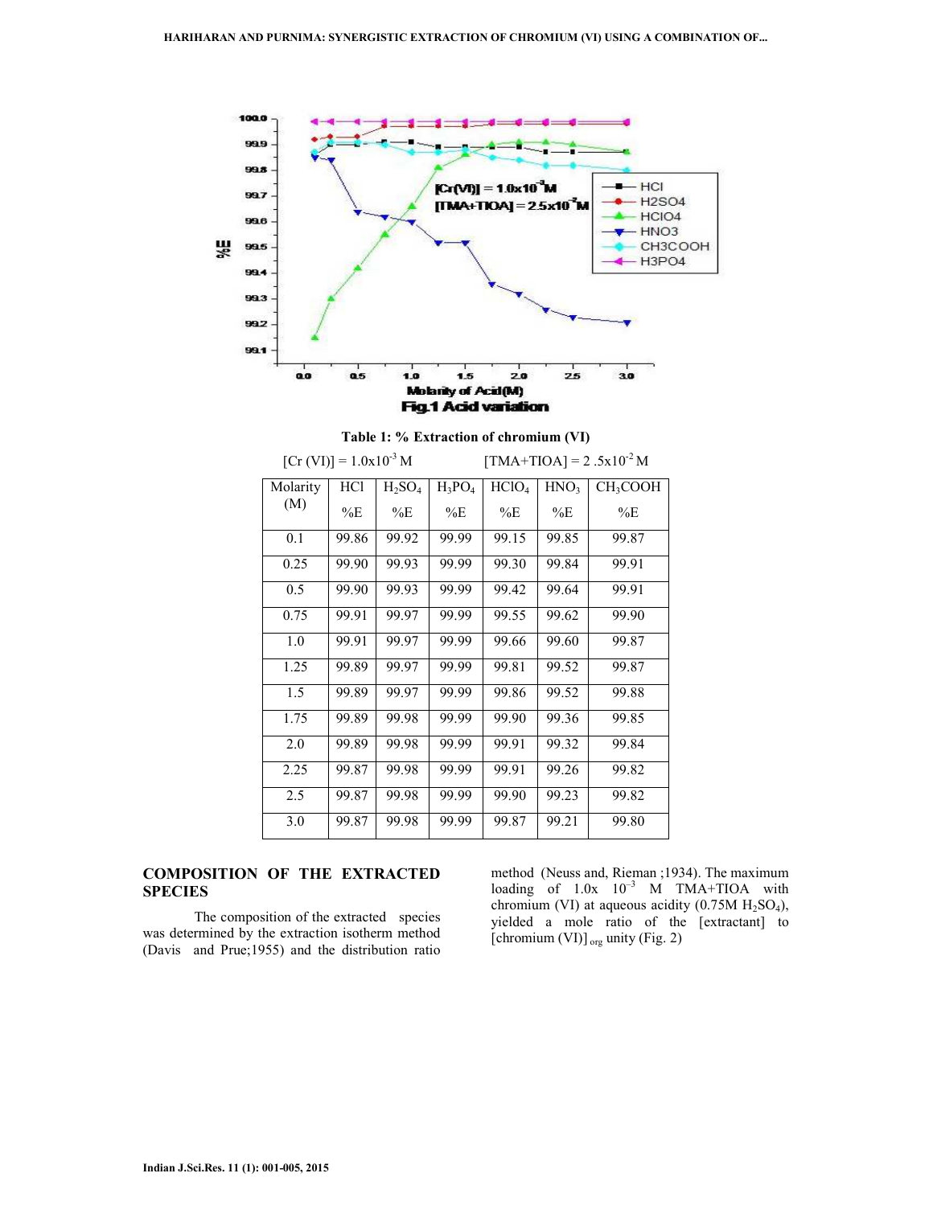Fig.1 Acid variation

**Table 1: % Extraction of chromium (VI)**

[Cr (VI)] = $1.0 \times 10^{-3}$ M  [TMA+TIOA] = $2.5 \times 10^{-2}$ M

| Molarity (M) | HCl %E | $H_2SO_4$ %E | $H_3PO_4$ %E | $HClO_4$ %E | $HNO_3$ %E | $CH_3COOH$ %E |
|---|---|---|---|---|---|---|
| 0.1 | 99.86 | 99.92 | 99.99 | 99.15 | 99.85 | 99.87 |
| 0.25 | 99.90 | 99.93 | 99.99 | 99.30 | 99.84 | 99.91 |
| 0.5 | 99.90 | 99.93 | 99.99 | 99.42 | 99.64 | 99.91 |
| 0.75 | 99.91 | 99.97 | 99.99 | 99.55 | 99.62 | 99.90 |
| 1.0 | 99.91 | 99.97 | 99.99 | 99.66 | 99.60 | 99.87 |
| 1.25 | 99.89 | 99.97 | 99.99 | 99.81 | 99.52 | 99.87 |
| 1.5 | 99.89 | 99.97 | 99.99 | 99.86 | 99.52 | 99.88 |
| 1.75 | 99.89 | 99.98 | 99.99 | 99.90 | 99.36 | 99.85 |
| 2.0 | 99.89 | 99.98 | 99.99 | 99.91 | 99.32 | 99.84 |
| 2.25 | 99.87 | 99.98 | 99.99 | 99.91 | 99.26 | 99.82 |
| 2.5 | 99.87 | 99.98 | 99.99 | 99.90 | 99.23 | 99.82 |
| 3.0 | 99.87 | 99.98 | 99.99 | 99.87 | 99.21 | 99.80 |

## COMPOSITION OF THE EXTRACTED SPECIES

The composition of the extracted species was determined by the extraction isotherm method (Davis and Prue;1955) and the distribution ratio method (Neuss and, Rieman ;1934). The maximum loading of $1.0 \times 10^{-3}$ M TMA+TIOA with chromium (VI) at aqueous acidity (0.75M $H_2SO_4$), yielded a mole ratio of the [extractant] to [chromium (VI)]$_{org}$ unity (Fig. 2)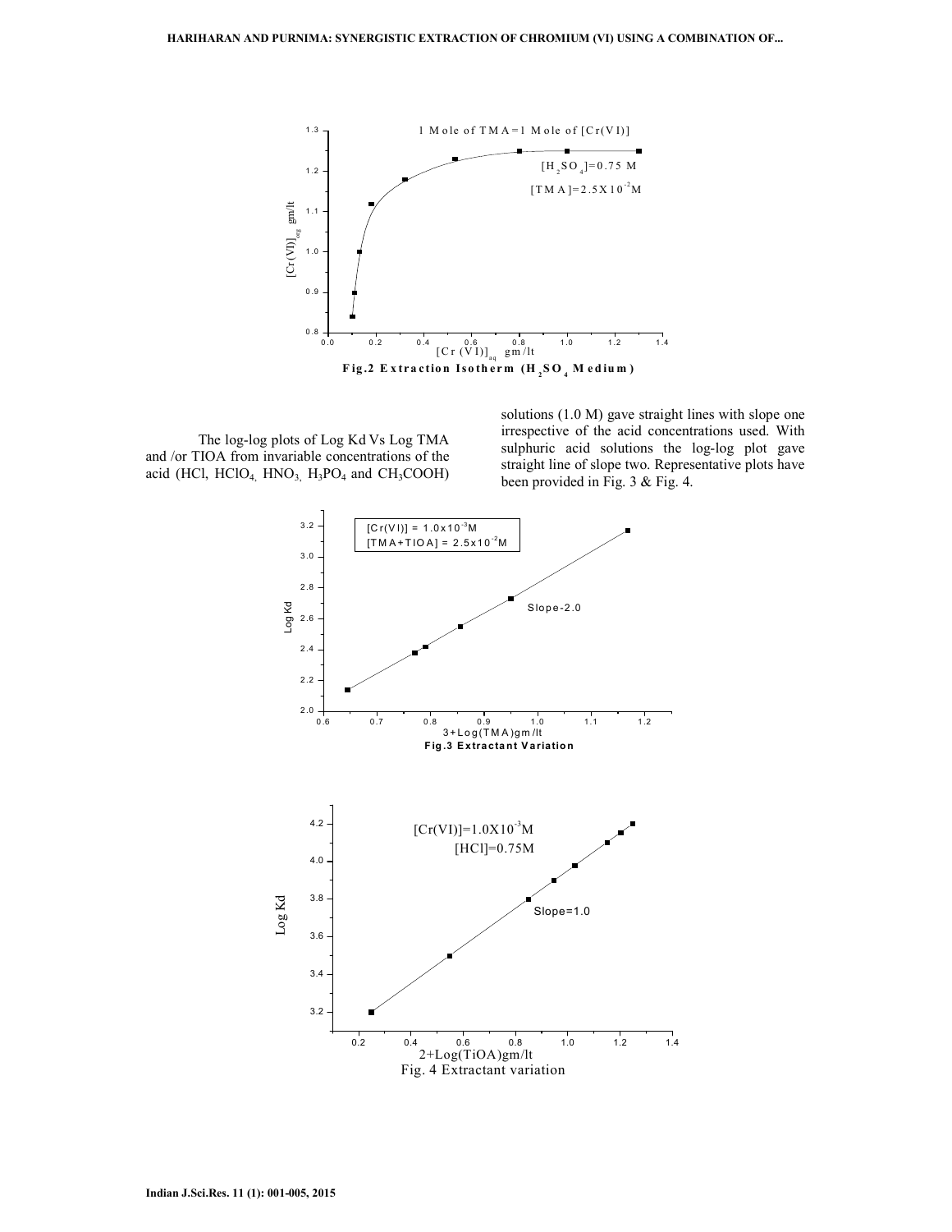Fig.2 Extraction Isotherm ($H_2SO_4$ Medium)

The log-log plots of Log Kd Vs Log TMA and /or TIOA from invariable concentrations of the acid (HCl, $HClO_4$, $HNO_3$, $H_3PO_4$ and $CH_3COOH$) solutions (1.0 M) gave straight lines with slope one irrespective of the acid concentrations used. With sulphuric acid solutions the log-log plot gave straight line of slope two. Representative plots have been provided in Fig. 3 & Fig. 4.

Fig.3 Extractant Variation

Fig. 4 Extractant variation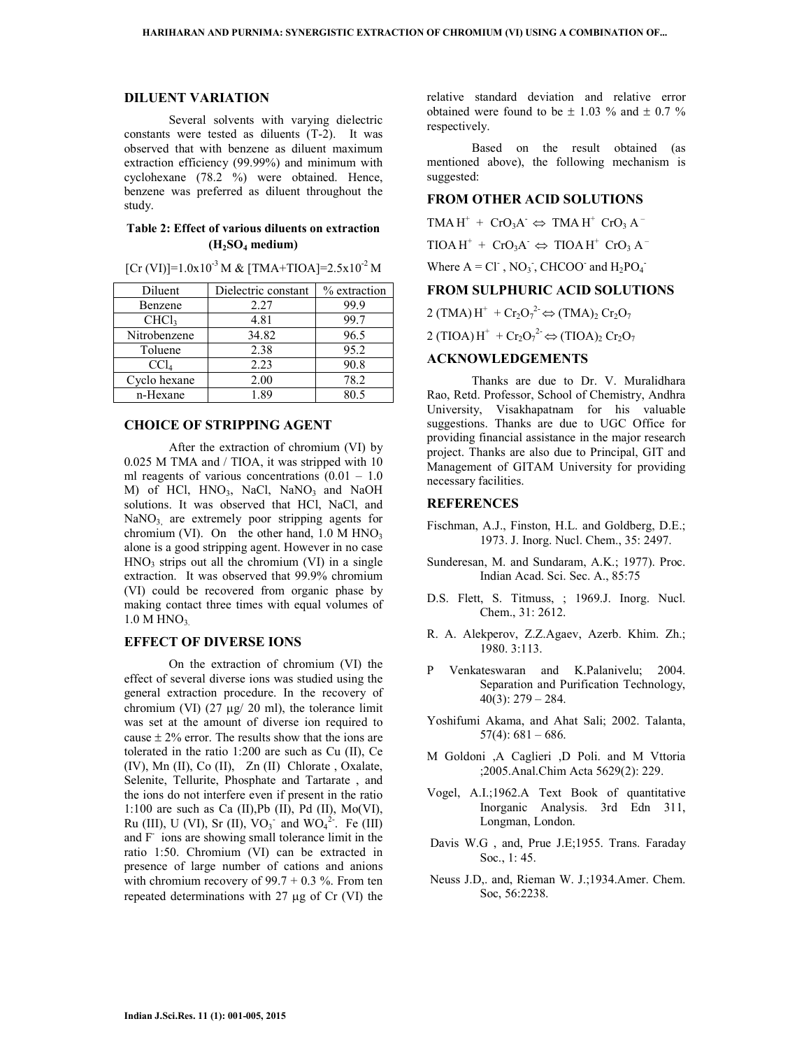## DILUENT VARIATION

Several solvents with varying dielectric constants were tested as diluents (T-2). It was observed that with benzene as diluent maximum extraction efficiency (99.99%) and minimum with cyclohexane (78.2 %) were obtained. Hence, benzene was preferred as diluent throughout the study.

**Table 2: Effect of various diluents on extraction ($H_2SO_4$ medium)**

[Cr (VI)]=$1.0\times10^{-3}$ M & [TMA+TIOA]=$2.5\times10^{-2}$ M

| Diluent | Dielectric constant | % extraction |
|---|---|---|
| Benzene | 2.27 | 99.9 |
| $CHCl_3$ | 4.81 | 99.7 |
| Nitrobenzene | 34.82 | 96.5 |
| Toluene | 2.38 | 95.2 |
| $CCl_4$ | 2.23 | 90.8 |
| Cyclo hexane | 2.00 | 78.2 |
| n-Hexane | 1.89 | 80.5 |

## CHOICE OF STRIPPING AGENT

After the extraction of chromium (VI) by 0.025 M TMA and / TIOA, it was stripped with 10 ml reagents of various concentrations (0.01 – 1.0 M) of HCl, $HNO_3$, NaCl, $NaNO_3$ and NaOH solutions. It was observed that HCl, NaCl, and $NaNO_3$, are extremely poor stripping agents for chromium (VI). On the other hand, 1.0 M $HNO_3$ alone is a good stripping agent. However in no case $HNO_3$ strips out all the chromium (VI) in a single extraction. It was observed that 99.9% chromium (VI) could be recovered from organic phase by making contact three times with equal volumes of 1.0 M $HNO_3$.

## EFFECT OF DIVERSE IONS

On the extraction of chromium (VI) the effect of several diverse ions was studied using the general extraction procedure. In the recovery of chromium (VI) (27 μg/ 20 ml), the tolerance limit was set at the amount of diverse ion required to cause ± 2% error. The results show that the ions are tolerated in the ratio 1:200 are such as Cu (II), Ce (IV), Mn (II), Co (II), Zn (II) Chlorate , Oxalate, Selenite, Tellurite, Phosphate and Tartarate , and the ions do not interfere even if present in the ratio 1:100 are such as Ca (II),Pb (II), Pd (II), Mo(VI), Ru (III), U (VI), Sr (II), $VO_3^-$ and $WO_4^{2-}$. Fe (III) and $F^-$ ions are showing small tolerance limit in the ratio 1:50. Chromium (VI) can be extracted in presence of large number of cations and anions with chromium recovery of 99.7 + 0.3 %. From ten repeated determinations with 27 μg of Cr (VI) the relative standard deviation and relative error obtained were found to be ± 1.03 % and ± 0.7 % respectively.

Based on the result obtained (as mentioned above), the following mechanism is suggested:

## FROM OTHER ACID SOLUTIONS

$$TMA\,H^+ + CrO_3A^- \Leftrightarrow TMA\,H^+\,CrO_3\,A^-$$

$$TIOA\,H^+ + CrO_3A^- \Leftrightarrow TIOA\,H^+\,CrO_3\,A^-$$

Where A = $Cl^-$ , $NO_3^-$, $CHCOO^-$ and $H_2PO_4^-$

## FROM SULPHURIC ACID SOLUTIONS

$$2\,(TMA)\,H^+ + Cr_2O_7^{2-} \Leftrightarrow (TMA)_2\,Cr_2O_7$$

$$2\,(TIOA)\,H^+ + Cr_2O_7^{2-} \Leftrightarrow (TIOA)_2\,Cr_2O_7$$

## ACKNOWLEDGEMENTS

Thanks are due to Dr. V. Muralidhara Rao, Retd. Professor, School of Chemistry, Andhra University, Visakhapatnam for his valuable suggestions. Thanks are due to UGC Office for providing financial assistance in the major research project. Thanks are also due to Principal, GIT and Management of GITAM University for providing necessary facilities.

## REFERENCES

Fischman, A.J., Finston, H.L. and Goldberg, D.E.; 1973. J. Inorg. Nucl. Chem., 35: 2497.

Sunderesan, M. and Sundaram, A.K.; 1977). Proc. Indian Acad. Sci. Sec. A., 85:75

D.S. Flett, S. Titmuss, ; 1969.J. Inorg. Nucl. Chem., 31: 2612.

R. A. Alekperov, Z.Z.Agaev, Azerb. Khim. Zh.; 1980. 3:113.

P Venkateswaran and K.Palanivelu; 2004. Separation and Purification Technology, 40(3): 279 – 284.

Yoshifumi Akama, and Ahat Sali; 2002. Talanta, 57(4): 681 – 686.

M Goldoni ,A Caglieri ,D Poli. and M Vttoria ;2005.Anal.Chim Acta 5629(2): 229.

Vogel, A.I.;1962.A Text Book of quantitative Inorganic Analysis. 3rd Edn 311, Longman, London.

Davis W.G , and, Prue J.E;1955. Trans. Faraday Soc., 1: 45.

Neuss J.D,. and, Rieman W. J.;1934.Amer. Chem. Soc, 56:2238.